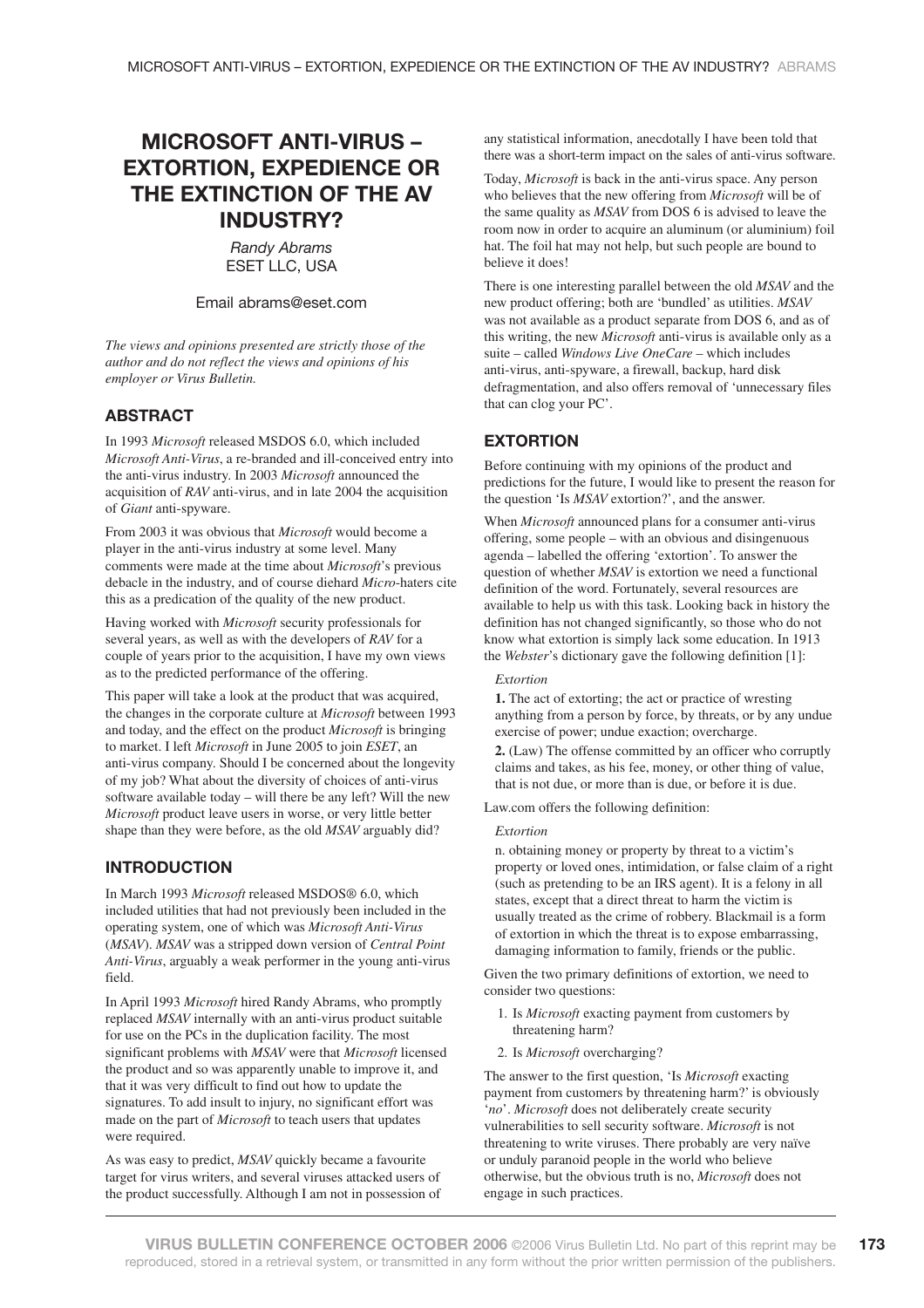# MICROSOFT ANTI-VIRUS – EXTORTION, EXPEDIENCE OR THE EXTINCTION OF THE AV INDUSTRY?

*Randy Abrams*
ESET LLC, USA

Email abrams@eset.com

*The views and opinions presented are strictly those of the author and do not reflect the views and opinions of his employer or Virus Bulletin.*

## ABSTRACT

In 1993 *Microsoft* released MSDOS 6.0, which included *Microsoft Anti-Virus*, a re-branded and ill-conceived entry into the anti-virus industry. In 2003 *Microsoft* announced the acquisition of *RAV* anti-virus, and in late 2004 the acquisition of *Giant* anti-spyware.

From 2003 it was obvious that *Microsoft* would become a player in the anti-virus industry at some level. Many comments were made at the time about *Microsoft*'s previous debacle in the industry, and of course diehard *Micro*-haters cite this as a predication of the quality of the new product.

Having worked with *Microsoft* security professionals for several years, as well as with the developers of *RAV* for a couple of years prior to the acquisition, I have my own views as to the predicted performance of the offering.

This paper will take a look at the product that was acquired, the changes in the corporate culture at *Microsoft* between 1993 and today, and the effect on the product *Microsoft* is bringing to market. I left *Microsoft* in June 2005 to join *ESET*, an anti-virus company. Should I be concerned about the longevity of my job? What about the diversity of choices of anti-virus software available today – will there be any left? Will the new *Microsoft* product leave users in worse, or very little better shape than they were before, as the old *MSAV* arguably did?

## INTRODUCTION

In March 1993 *Microsoft* released MSDOS® 6.0, which included utilities that had not previously been included in the operating system, one of which was *Microsoft Anti-Virus* (*MSAV*). *MSAV* was a stripped down version of *Central Point Anti-Virus*, arguably a weak performer in the young anti-virus field.

In April 1993 *Microsoft* hired Randy Abrams, who promptly replaced *MSAV* internally with an anti-virus product suitable for use on the PCs in the duplication facility. The most significant problems with *MSAV* were that *Microsoft* licensed the product and so was apparently unable to improve it, and that it was very difficult to find out how to update the signatures. To add insult to injury, no significant effort was made on the part of *Microsoft* to teach users that updates were required.

As was easy to predict, *MSAV* quickly became a favourite target for virus writers, and several viruses attacked users of the product successfully. Although I am not in possession of any statistical information, anecdotally I have been told that there was a short-term impact on the sales of anti-virus software.

Today, *Microsoft* is back in the anti-virus space. Any person who believes that the new offering from *Microsoft* will be of the same quality as *MSAV* from DOS 6 is advised to leave the room now in order to acquire an aluminum (or aluminium) foil hat. The foil hat may not help, but such people are bound to believe it does!

There is one interesting parallel between the old *MSAV* and the new product offering; both are 'bundled' as utilities. *MSAV* was not available as a product separate from DOS 6, and as of this writing, the new *Microsoft* anti-virus is available only as a suite – called *Windows Live OneCare* – which includes anti-virus, anti-spyware, a firewall, backup, hard disk defragmentation, and also offers removal of 'unnecessary files that can clog your PC'.

## EXTORTION

Before continuing with my opinions of the product and predictions for the future, I would like to present the reason for the question 'Is *MSAV* extortion?', and the answer.

When *Microsoft* announced plans for a consumer anti-virus offering, some people – with an obvious and disingenuous agenda – labelled the offering 'extortion'. To answer the question of whether *MSAV* is extortion we need a functional definition of the word. Fortunately, several resources are available to help us with this task. Looking back in history the definition has not changed significantly, so those who do not know what extortion is simply lack some education. In 1913 the *Webster*'s dictionary gave the following definition [1]:

> *Extortion*
>
> **1.** The act of extorting; the act or practice of wresting anything from a person by force, by threats, or by any undue exercise of power; undue exaction; overcharge.
>
> **2.** (Law) The offense committed by an officer who corruptly claims and takes, as his fee, money, or other thing of value, that is not due, or more than is due, or before it is due.

Law.com offers the following definition:

> *Extortion*
>
> n. obtaining money or property by threat to a victim's property or loved ones, intimidation, or false claim of a right (such as pretending to be an IRS agent). It is a felony in all states, except that a direct threat to harm the victim is usually treated as the crime of robbery. Blackmail is a form of extortion in which the threat is to expose embarrassing, damaging information to family, friends or the public.

Given the two primary definitions of extortion, we need to consider two questions:

1. Is *Microsoft* exacting payment from customers by threatening harm?
2. Is *Microsoft* overcharging?

The answer to the first question, 'Is *Microsoft* exacting payment from customers by threatening harm?' is obviously '*no*'. *Microsoft* does not deliberately create security vulnerabilities to sell security software. *Microsoft* is not threatening to write viruses. There probably are very naïve or unduly paranoid people in the world who believe otherwise, but the obvious truth is no, *Microsoft* does not engage in such practices.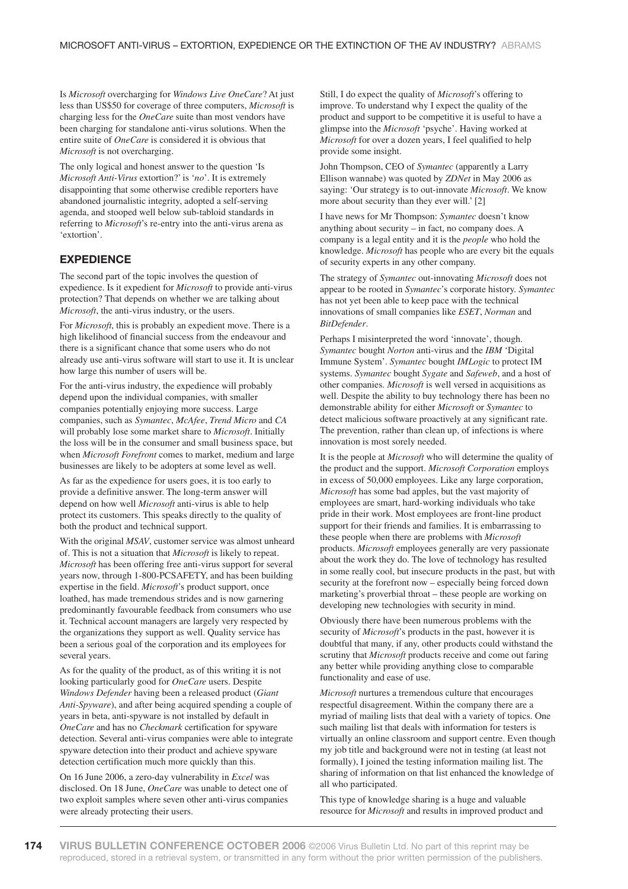Is *Microsoft* overcharging for *Windows Live OneCare*? At just less than US$50 for coverage of three computers, *Microsoft* is charging less for the *OneCare* suite than most vendors have been charging for standalone anti-virus solutions. When the entire suite of *OneCare* is considered it is obvious that *Microsoft* is not overcharging.

The only logical and honest answer to the question 'Is *Microsoft Anti-Virus* extortion?' is '*no*'. It is extremely disappointing that some otherwise credible reporters have abandoned journalistic integrity, adopted a self-serving agenda, and stooped well below sub-tabloid standards in referring to *Microsoft*'s re-entry into the anti-virus arena as 'extortion'.

## EXPEDIENCE

The second part of the topic involves the question of expedience. Is it expedient for *Microsoft* to provide anti-virus protection? That depends on whether we are talking about *Microsoft*, the anti-virus industry, or the users.

For *Microsoft*, this is probably an expedient move. There is a high likelihood of financial success from the endeavour and there is a significant chance that some users who do not already use anti-virus software will start to use it. It is unclear how large this number of users will be.

For the anti-virus industry, the expedience will probably depend upon the individual companies, with smaller companies potentially enjoying more success. Large companies, such as *Symantec*, *McAfee*, *Trend Micro* and *CA* will probably lose some market share to *Microsoft*. Initially the loss will be in the consumer and small business space, but when *Microsoft Forefront* comes to market, medium and large businesses are likely to be adopters at some level as well.

As far as the expedience for users goes, it is too early to provide a definitive answer. The long-term answer will depend on how well *Microsoft* anti-virus is able to help protect its customers. This speaks directly to the quality of both the product and technical support.

With the original *MSAV*, customer service was almost unheard of. This is not a situation that *Microsoft* is likely to repeat. *Microsoft* has been offering free anti-virus support for several years now, through 1-800-PCSAFETY, and has been building expertise in the field. *Microsoft*'s product support, once loathed, has made tremendous strides and is now garnering predominantly favourable feedback from consumers who use it. Technical account managers are largely very respected by the organizations they support as well. Quality service has been a serious goal of the corporation and its employees for several years.

As for the quality of the product, as of this writing it is not looking particularly good for *OneCare* users. Despite *Windows Defender* having been a released product (*Giant Anti-Spyware*), and after being acquired spending a couple of years in beta, anti-spyware is not installed by default in *OneCare* and has no *Checkmark* certification for spyware detection. Several anti-virus companies were able to integrate spyware detection into their product and achieve spyware detection certification much more quickly than this.

On 16 June 2006, a zero-day vulnerability in *Excel* was disclosed. On 18 June, *OneCare* was unable to detect one of two exploit samples where seven other anti-virus companies were already protecting their users.

Still, I do expect the quality of *Microsoft*'s offering to improve. To understand why I expect the quality of the product and support to be competitive it is useful to have a glimpse into the *Microsoft* 'psyche'. Having worked at *Microsoft* for over a dozen years, I feel qualified to help provide some insight.

John Thompson, CEO of *Symantec* (apparently a Larry Ellison wannabe) was quoted by *ZDNet* in May 2006 as saying: 'Our strategy is to out-innovate *Microsoft*. We know more about security than they ever will.' [2]

I have news for Mr Thompson: *Symantec* doesn't know anything about security – in fact, no company does. A company is a legal entity and it is the *people* who hold the knowledge. *Microsoft* has people who are every bit the equals of security experts in any other company.

The strategy of *Symantec* out-innovating *Microsoft* does not appear to be rooted in *Symantec*'s corporate history. *Symantec* has not yet been able to keep pace with the technical innovations of small companies like *ESET*, *Norman* and *BitDefender*.

Perhaps I misinterpreted the word 'innovate', though. *Symantec* bought *Norton* anti-virus and the *IBM* 'Digital Immune System'. *Symantec* bought *IMLogic* to protect IM systems. *Symantec* bought *Sygate* and *Safeweb*, and a host of other companies. *Microsoft* is well versed in acquisitions as well. Despite the ability to buy technology there has been no demonstrable ability for either *Microsoft* or *Symantec* to detect malicious software proactively at any significant rate. The prevention, rather than clean up, of infections is where innovation is most sorely needed.

It is the people at *Microsoft* who will determine the quality of the product and the support. *Microsoft Corporation* employs in excess of 50,000 employees. Like any large corporation, *Microsoft* has some bad apples, but the vast majority of employees are smart, hard-working individuals who take pride in their work. Most employees are front-line product support for their friends and families. It is embarrassing to these people when there are problems with *Microsoft* products. *Microsoft* employees generally are very passionate about the work they do. The love of technology has resulted in some really cool, but insecure products in the past, but with security at the forefront now – especially being forced down marketing's proverbial throat – these people are working on developing new technologies with security in mind.

Obviously there have been numerous problems with the security of *Microsoft*'s products in the past, however it is doubtful that many, if any, other products could withstand the scrutiny that *Microsoft* products receive and come out faring any better while providing anything close to comparable functionality and ease of use.

*Microsoft* nurtures a tremendous culture that encourages respectful disagreement. Within the company there are a myriad of mailing lists that deal with a variety of topics. One such mailing list that deals with information for testers is virtually an online classroom and support centre. Even though my job title and background were not in testing (at least not formally), I joined the testing information mailing list. The sharing of information on that list enhanced the knowledge of all who participated.

This type of knowledge sharing is a huge and valuable resource for *Microsoft* and results in improved product and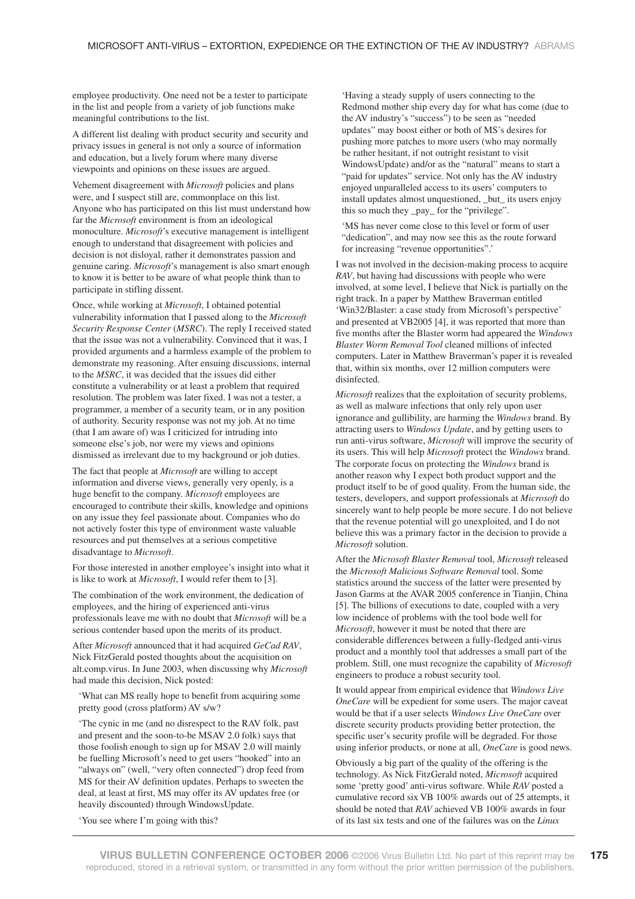employee productivity. One need not be a tester to participate in the list and people from a variety of job functions make meaningful contributions to the list.

A different list dealing with product security and security and privacy issues in general is not only a source of information and education, but a lively forum where many diverse viewpoints and opinions on these issues are argued.

Vehement disagreement with *Microsoft* policies and plans were, and I suspect still are, commonplace on this list. Anyone who has participated on this list must understand how far the *Microsoft* environment is from an ideological monoculture. *Microsoft*'s executive management is intelligent enough to understand that disagreement with policies and decision is not disloyal, rather it demonstrates passion and genuine caring. *Microsoft*'s management is also smart enough to know it is better to be aware of what people think than to participate in stifling dissent.

Once, while working at *Microsoft*, I obtained potential vulnerability information that I passed along to the *Microsoft Security Response Center* (*MSRC*). The reply I received stated that the issue was not a vulnerability. Convinced that it was, I provided arguments and a harmless example of the problem to demonstrate my reasoning. After ensuing discussions, internal to the *MSRC*, it was decided that the issues did either constitute a vulnerability or at least a problem that required resolution. The problem was later fixed. I was not a tester, a programmer, a member of a security team, or in any position of authority. Security response was not my job. At no time (that I am aware of) was I criticized for intruding into someone else's job, nor were my views and opinions dismissed as irrelevant due to my background or job duties.

The fact that people at *Microsoft* are willing to accept information and diverse views, generally very openly, is a huge benefit to the company. *Microsoft* employees are encouraged to contribute their skills, knowledge and opinions on any issue they feel passionate about. Companies who do not actively foster this type of environment waste valuable resources and put themselves at a serious competitive disadvantage to *Microsoft*.

For those interested in another employee's insight into what it is like to work at *Microsoft*, I would refer them to [3].

The combination of the work environment, the dedication of employees, and the hiring of experienced anti-virus professionals leave me with no doubt that *Microsoft* will be a serious contender based upon the merits of its product.

After *Microsoft* announced that it had acquired *GeCad RAV*, Nick FitzGerald posted thoughts about the acquisition on alt.comp.virus. In June 2003, when discussing why *Microsoft* had made this decision, Nick posted:

> 'What can MS really hope to benefit from acquiring some pretty good (cross platform) AV s/w?
>
> 'The cynic in me (and no disrespect to the RAV folk, past and present and the soon-to-be MSAV 2.0 folk) says that those foolish enough to sign up for MSAV 2.0 will mainly be fuelling Microsoft's need to get users "hooked" into an "always on" (well, "very often connected") drop feed from MS for their AV definition updates. Perhaps to sweeten the deal, at least at first, MS may offer its AV updates free (or heavily discounted) through WindowsUpdate.
>
> 'You see where I'm going with this?
>
> 'Having a steady supply of users connecting to the Redmond mother ship every day for what has come (due to the AV industry's "success") to be seen as "needed updates" may boost either or both of MS's desires for pushing more patches to more users (who may normally be rather hesitant, if not outright resistant to visit WindowsUpdate) and/or as the "natural" means to start a "paid for updates" service. Not only has the AV industry enjoyed unparalleled access to its users' computers to install updates almost unquestioned, _but_ its users enjoy this so much they _pay_ for the "privilege".
>
> 'MS has never come close to this level or form of user "dedication", and may now see this as the route forward for increasing "revenue opportunities".'

I was not involved in the decision-making process to acquire *RAV*, but having had discussions with people who were involved, at some level, I believe that Nick is partially on the right track. In a paper by Matthew Braverman entitled 'Win32/Blaster: a case study from Microsoft's perspective' and presented at VB2005 [4], it was reported that more than five months after the Blaster worm had appeared the *Windows Blaster Worm Removal Tool* cleaned millions of infected computers. Later in Matthew Braverman's paper it is revealed that, within six months, over 12 million computers were disinfected.

*Microsoft* realizes that the exploitation of security problems, as well as malware infections that only rely upon user ignorance and gullibility, are harming the *Windows* brand. By attracting users to *Windows Update*, and by getting users to run anti-virus software, *Microsoft* will improve the security of its users. This will help *Microsoft* protect the *Windows* brand. The corporate focus on protecting the *Windows* brand is another reason why I expect both product support and the product itself to be of good quality. From the human side, the testers, developers, and support professionals at *Microsoft* do sincerely want to help people be more secure. I do not believe that the revenue potential will go unexploited, and I do not believe this was a primary factor in the decision to provide a *Microsoft* solution.

After the *Microsoft Blaster Removal* tool, *Microsoft* released the *Microsoft Malicious Software Removal* tool. Some statistics around the success of the latter were presented by Jason Garms at the AVAR 2005 conference in Tianjin, China [5]. The billions of executions to date, coupled with a very low incidence of problems with the tool bode well for *Microsoft*, however it must be noted that there are considerable differences between a fully-fledged anti-virus product and a monthly tool that addresses a small part of the problem. Still, one must recognize the capability of *Microsoft* engineers to produce a robust security tool.

It would appear from empirical evidence that *Windows Live OneCare* will be expedient for some users. The major caveat would be that if a user selects *Windows Live OneCare* over discrete security products providing better protection, the specific user's security profile will be degraded. For those using inferior products, or none at all, *OneCare* is good news.

Obviously a big part of the quality of the offering is the technology. As Nick FitzGerald noted, *Microsoft* acquired some 'pretty good' anti-virus software. While *RAV* posted a cumulative record six VB 100% awards out of 25 attempts, it should be noted that *RAV* achieved VB 100% awards in four of its last six tests and one of the failures was on the *Linux*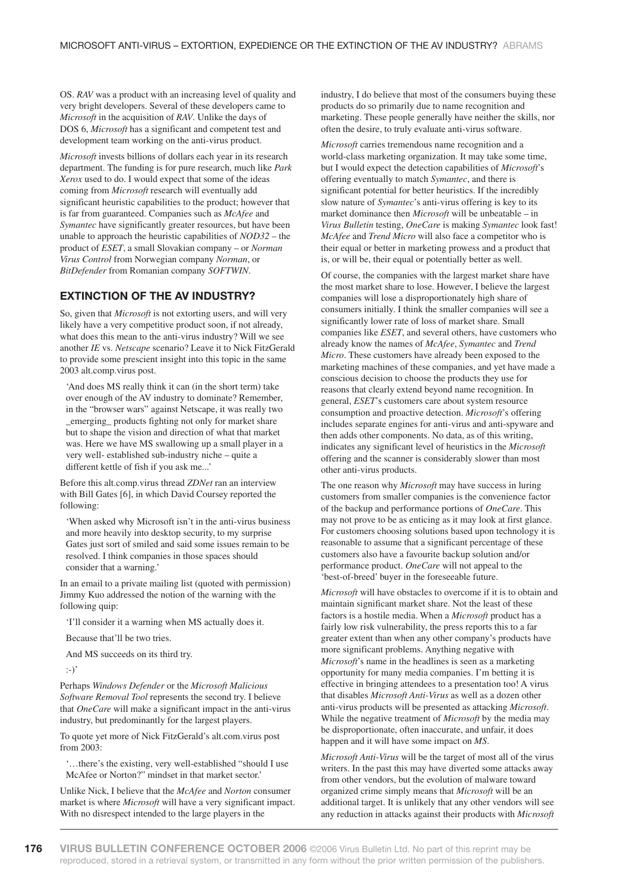OS. *RAV* was a product with an increasing level of quality and very bright developers. Several of these developers came to *Microsoft* in the acquisition of *RAV*. Unlike the days of DOS 6, *Microsoft* has a significant and competent test and development team working on the anti-virus product.

*Microsoft* invests billions of dollars each year in its research department. The funding is for pure research, much like *Park Xerox* used to do. I would expect that some of the ideas coming from *Microsoft* research will eventually add significant heuristic capabilities to the product; however that is far from guaranteed. Companies such as *McAfee* and *Symantec* have significantly greater resources, but have been unable to approach the heuristic capabilities of *NOD32* – the product of *ESET*, a small Slovakian company – or *Norman Virus Control* from Norwegian company *Norman*, or *BitDefender* from Romanian company *SOFTWIN*.

## EXTINCTION OF THE AV INDUSTRY?

So, given that *Microsoft* is not extorting users, and will very likely have a very competitive product soon, if not already, what does this mean to the anti-virus industry? Will we see another *IE* vs. *Netscape* scenario? Leave it to Nick FitzGerald to provide some prescient insight into this topic in the same 2003 alt.comp.virus post.

> 'And does MS really think it can (in the short term) take over enough of the AV industry to dominate? Remember, in the "browser wars" against Netscape, it was really two _emerging_ products fighting not only for market share but to shape the vision and direction of what that market was. Here we have MS swallowing up a small player in a very well- established sub-industry niche – quite a different kettle of fish if you ask me...'

Before this alt.comp.virus thread *ZDNet* ran an interview with Bill Gates [6], in which David Coursey reported the following:

> 'When asked why Microsoft isn't in the anti-virus business and more heavily into desktop security, to my surprise Gates just sort of smiled and said some issues remain to be resolved. I think companies in those spaces should consider that a warning.'

In an email to a private mailing list (quoted with permission) Jimmy Kuo addressed the notion of the warning with the following quip:

> 'I'll consider it a warning when MS actually does it.
>
> Because that'll be two tries.
>
> And MS succeeds on its third try.
>
> :-)'

Perhaps *Windows Defender* or the *Microsoft Malicious Software Removal Tool* represents the second try. I believe that *OneCare* will make a significant impact in the anti-virus industry, but predominantly for the largest players.

To quote yet more of Nick FitzGerald's alt.com.virus post from 2003:

> '…there's the existing, very well-established "should I use McAfee or Norton?" mindset in that market sector.'

Unlike Nick, I believe that the *McAfee* and *Norton* consumer market is where *Microsoft* will have a very significant impact. With no disrespect intended to the large players in the industry, I do believe that most of the consumers buying these products do so primarily due to name recognition and marketing. These people generally have neither the skills, nor often the desire, to truly evaluate anti-virus software.

*Microsoft* carries tremendous name recognition and a world-class marketing organization. It may take some time, but I would expect the detection capabilities of *Microsoft*'s offering eventually to match *Symantec*, and there is significant potential for better heuristics. If the incredibly slow nature of *Symantec*'s anti-virus offering is key to its market dominance then *Microsoft* will be unbeatable – in *Virus Bulletin* testing, *OneCare* is making *Symantec* look fast! *McAfee* and *Trend Micro* will also face a competitor who is their equal or better in marketing prowess and a product that is, or will be, their equal or potentially better as well.

Of course, the companies with the largest market share have the most market share to lose. However, I believe the largest companies will lose a disproportionately high share of consumers initially. I think the smaller companies will see a significantly lower rate of loss of market share. Small companies like *ESET*, and several others, have customers who already know the names of *McAfee*, *Symantec* and *Trend Micro*. These customers have already been exposed to the marketing machines of these companies, and yet have made a conscious decision to choose the products they use for reasons that clearly extend beyond name recognition. In general, *ESET*'s customers care about system resource consumption and proactive detection. *Microsoft*'s offering includes separate engines for anti-virus and anti-spyware and then adds other components. No data, as of this writing, indicates any significant level of heuristics in the *Microsoft* offering and the scanner is considerably slower than most other anti-virus products.

The one reason why *Microsoft* may have success in luring customers from smaller companies is the convenience factor of the backup and performance portions of *OneCare*. This may not prove to be as enticing as it may look at first glance. For customers choosing solutions based upon technology it is reasonable to assume that a significant percentage of these customers also have a favourite backup solution and/or performance product. *OneCare* will not appeal to the 'best-of-breed' buyer in the foreseeable future.

*Microsoft* will have obstacles to overcome if it is to obtain and maintain significant market share. Not the least of these factors is a hostile media. When a *Microsoft* product has a fairly low risk vulnerability, the press reports this to a far greater extent than when any other company's products have more significant problems. Anything negative with *Microsoft*'s name in the headlines is seen as a marketing opportunity for many media companies. I'm betting it is effective in bringing attendees to a presentation too! A virus that disables *Microsoft Anti-Virus* as well as a dozen other anti-virus products will be presented as attacking *Microsoft*. While the negative treatment of *Microsoft* by the media may be disproportionate, often inaccurate, and unfair, it does happen and it will have some impact on *MS*.

*Microsoft Anti-Virus* will be the target of most all of the virus writers. In the past this may have diverted some attacks away from other vendors, but the evolution of malware toward organized crime simply means that *Microsoft* will be an additional target. It is unlikely that any other vendors will see any reduction in attacks against their products with *Microsoft*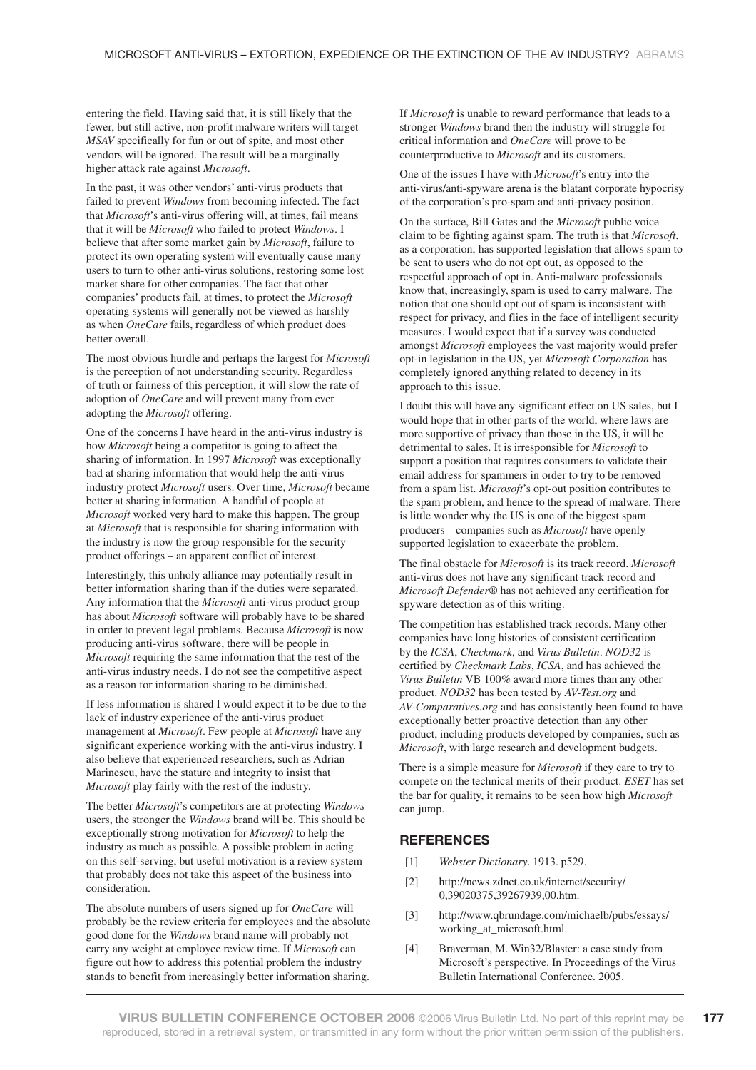entering the field. Having said that, it is still likely that the fewer, but still active, non-profit malware writers will target *MSAV* specifically for fun or out of spite, and most other vendors will be ignored. The result will be a marginally higher attack rate against *Microsoft*.

In the past, it was other vendors' anti-virus products that failed to prevent *Windows* from becoming infected. The fact that *Microsoft*'s anti-virus offering will, at times, fail means that it will be *Microsoft* who failed to protect *Windows*. I believe that after some market gain by *Microsoft*, failure to protect its own operating system will eventually cause many users to turn to other anti-virus solutions, restoring some lost market share for other companies. The fact that other companies' products fail, at times, to protect the *Microsoft* operating systems will generally not be viewed as harshly as when *OneCare* fails, regardless of which product does better overall.

The most obvious hurdle and perhaps the largest for *Microsoft* is the perception of not understanding security. Regardless of truth or fairness of this perception, it will slow the rate of adoption of *OneCare* and will prevent many from ever adopting the *Microsoft* offering.

One of the concerns I have heard in the anti-virus industry is how *Microsoft* being a competitor is going to affect the sharing of information. In 1997 *Microsoft* was exceptionally bad at sharing information that would help the anti-virus industry protect *Microsoft* users. Over time, *Microsoft* became better at sharing information. A handful of people at *Microsoft* worked very hard to make this happen. The group at *Microsoft* that is responsible for sharing information with the industry is now the group responsible for the security product offerings – an apparent conflict of interest.

Interestingly, this unholy alliance may potentially result in better information sharing than if the duties were separated. Any information that the *Microsoft* anti-virus product group has about *Microsoft* software will probably have to be shared in order to prevent legal problems. Because *Microsoft* is now producing anti-virus software, there will be people in *Microsoft* requiring the same information that the rest of the anti-virus industry needs. I do not see the competitive aspect as a reason for information sharing to be diminished.

If less information is shared I would expect it to be due to the lack of industry experience of the anti-virus product management at *Microsoft*. Few people at *Microsoft* have any significant experience working with the anti-virus industry. I also believe that experienced researchers, such as Adrian Marinescu, have the stature and integrity to insist that *Microsoft* play fairly with the rest of the industry.

The better *Microsoft*'s competitors are at protecting *Windows* users, the stronger the *Windows* brand will be. This should be exceptionally strong motivation for *Microsoft* to help the industry as much as possible. A possible problem in acting on this self-serving, but useful motivation is a review system that probably does not take this aspect of the business into consideration.

The absolute numbers of users signed up for *OneCare* will probably be the review criteria for employees and the absolute good done for the *Windows* brand name will probably not carry any weight at employee review time. If *Microsoft* can figure out how to address this potential problem the industry stands to benefit from increasingly better information sharing. If *Microsoft* is unable to reward performance that leads to a stronger *Windows* brand then the industry will struggle for critical information and *OneCare* will prove to be counterproductive to *Microsoft* and its customers.

One of the issues I have with *Microsoft*'s entry into the anti-virus/anti-spyware arena is the blatant corporate hypocrisy of the corporation's pro-spam and anti-privacy position.

On the surface, Bill Gates and the *Microsoft* public voice claim to be fighting against spam. The truth is that *Microsoft*, as a corporation, has supported legislation that allows spam to be sent to users who do not opt out, as opposed to the respectful approach of opt in. Anti-malware professionals know that, increasingly, spam is used to carry malware. The notion that one should opt out of spam is inconsistent with respect for privacy, and flies in the face of intelligent security measures. I would expect that if a survey was conducted amongst *Microsoft* employees the vast majority would prefer opt-in legislation in the US, yet *Microsoft Corporation* has completely ignored anything related to decency in its approach to this issue.

I doubt this will have any significant effect on US sales, but I would hope that in other parts of the world, where laws are more supportive of privacy than those in the US, it will be detrimental to sales. It is irresponsible for *Microsoft* to support a position that requires consumers to validate their email address for spammers in order to try to be removed from a spam list. *Microsoft*'s opt-out position contributes to the spam problem, and hence to the spread of malware. There is little wonder why the US is one of the biggest spam producers – companies such as *Microsoft* have openly supported legislation to exacerbate the problem.

The final obstacle for *Microsoft* is its track record. *Microsoft* anti-virus does not have any significant track record and *Microsoft Defender*® has not achieved any certification for spyware detection as of this writing.

The competition has established track records. Many other companies have long histories of consistent certification by the *ICSA*, *Checkmark*, and *Virus Bulletin*. *NOD32* is certified by *Checkmark Labs*, *ICSA*, and has achieved the *Virus Bulletin* VB 100% award more times than any other product. *NOD32* has been tested by *AV-Test.org* and *AV-Comparatives.org* and has consistently been found to have exceptionally better proactive detection than any other product, including products developed by companies, such as *Microsoft*, with large research and development budgets.

There is a simple measure for *Microsoft* if they care to try to compete on the technical merits of their product. *ESET* has set the bar for quality, it remains to be seen how high *Microsoft* can jump.

## REFERENCES

[1] *Webster Dictionary*. 1913. p529.

[2] http://news.zdnet.co.uk/internet/security/0,39020375,39267939,00.htm.

[3] http://www.qbrundage.com/michaelb/pubs/essays/working_at_microsoft.html.

[4] Braverman, M. Win32/Blaster: a case study from Microsoft's perspective. In Proceedings of the Virus Bulletin International Conference. 2005.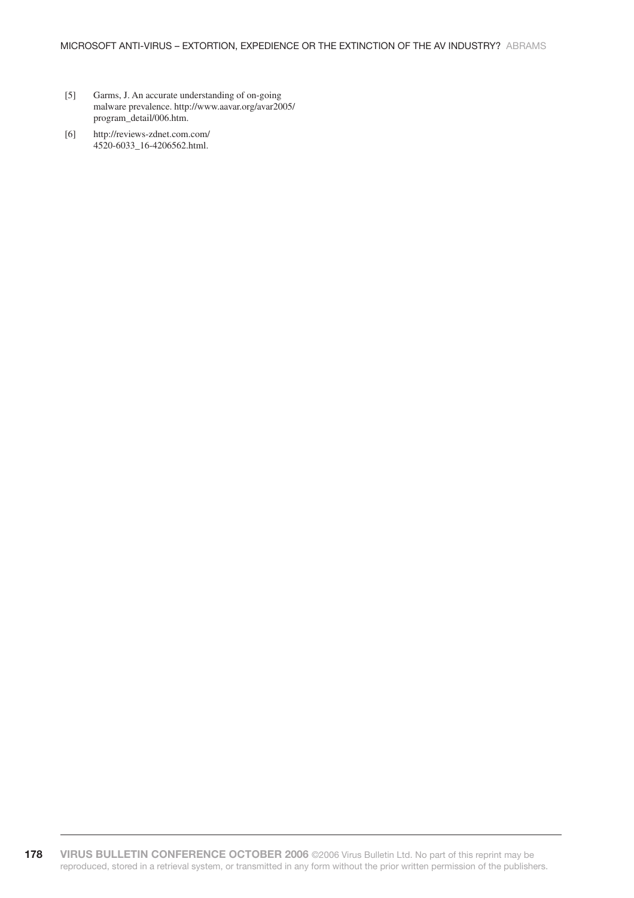[5] Garms, J. An accurate understanding of on-going malware prevalence. http://www.aavar.org/avar2005/program_detail/006.htm.

[6] http://reviews-zdnet.com.com/4520-6033_16-4206562.html.